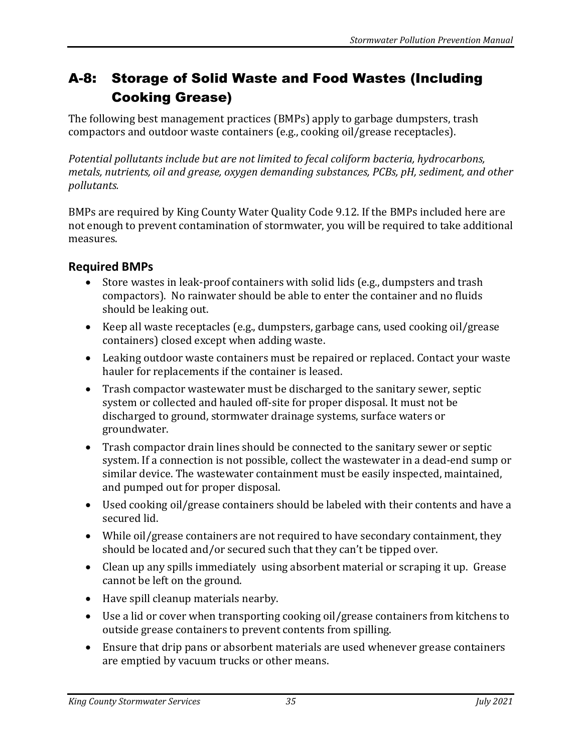## A-8: Storage of Solid Waste and Food Wastes (Including Cooking Grease)

The following best management practices (BMPs) apply to garbage dumpsters, trash compactors and outdoor waste containers (e.g., cooking oil/grease receptacles).

*Potential pollutants include but are not limited to fecal coliform bacteria, hydrocarbons, metals, nutrients, oil and grease, oxygen demanding substances, PCBs, pH, sediment, and other pollutants.*

BMPs are required by King County Water Quality Code 9.12. If the BMPs included here are not enough to prevent contamination of stormwater, you will be required to take additional measures.

### Required BMPs

- Store wastes in leak-proof containers with solid lids (e.g., dumpsters and trash compactors). No rainwater should be able to enter the container and no fluids should be leaking out.
- Keep all waste receptacles (e.g., dumpsters, garbage cans, used cooking oil/grease containers) closed except when adding waste.
- Leaking outdoor waste containers must be repaired or replaced. Contact your waste hauler for replacements if the container is leased.
- Trash compactor wastewater must be discharged to the sanitary sewer, septic system or collected and hauled off-site for proper disposal. It must not be discharged to ground, stormwater drainage systems, surface waters or groundwater.
- Trash compactor drain lines should be connected to the sanitary sewer or septic system. If a connection is not possible, collect the wastewater in a dead-end sump or similar device. The wastewater containment must be easily inspected, maintained, and pumped out for proper disposal.
- Used cooking oil/grease containers should be labeled with their contents and have a secured lid.
- While oil/grease containers are not required to have secondary containment, they should be located and/or secured such that they can't be tipped over.
- Clean up any spills immediately using absorbent material or scraping it up. Grease cannot be left on the ground.
- Have spill cleanup materials nearby.
- Use a lid or cover when transporting cooking oil/grease containers from kitchens to outside grease containers to prevent contents from spilling.
- Ensure that drip pans or absorbent materials are used whenever grease containers are emptied by vacuum trucks or other means.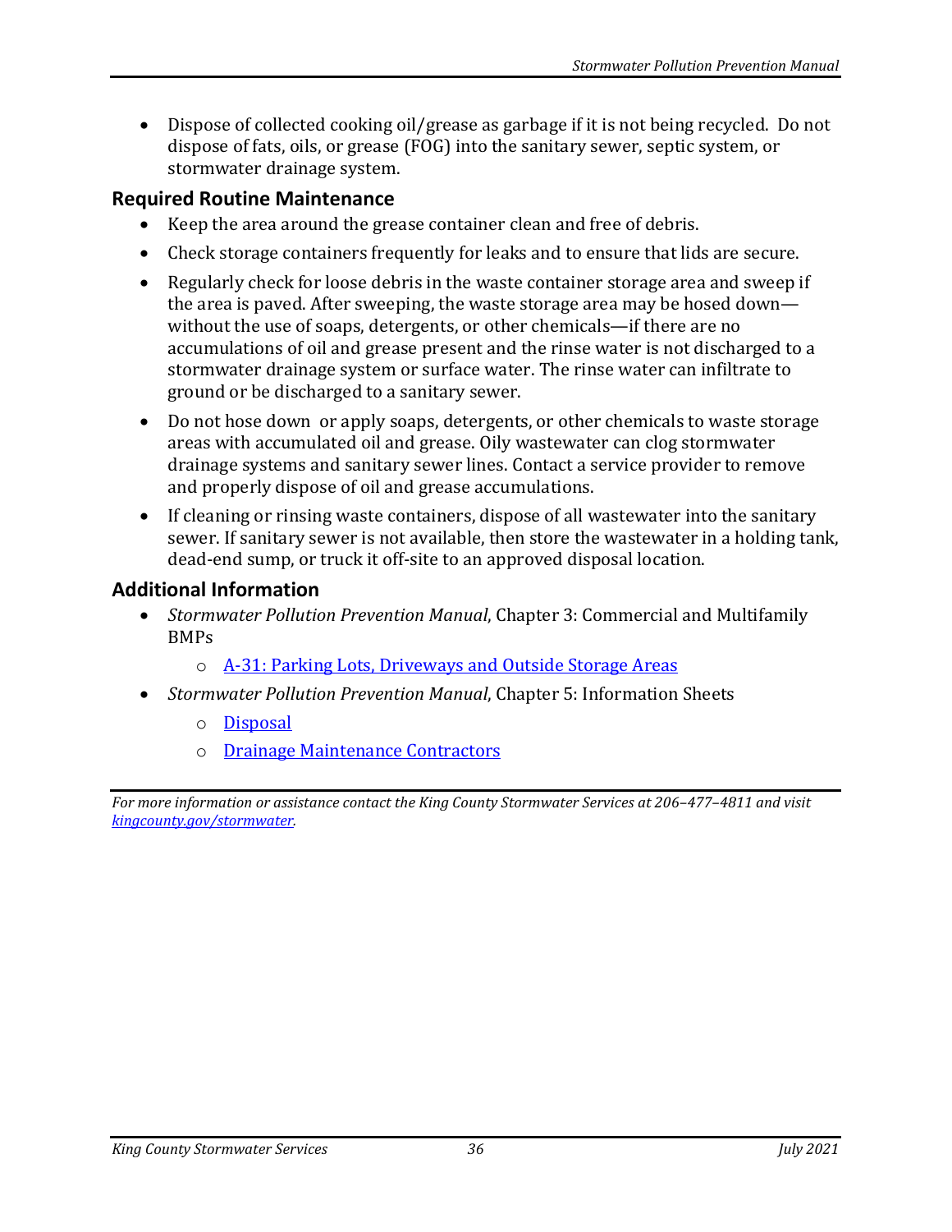- Dispose of collected cooking oil/grease as garbage if it is not being recycled. Do not dispose of fats, oils, or grease (FOG) into the sanitary sewer, septic system, or stormwater drainage system.

## Required Routine Maintenance

- Keep the area around the grease container clean and free of debris.
- Check storage containers frequently for leaks and to ensure that lids are secure.
- Regularly check for loose debris in the waste container storage area and sweep if the area is paved. After sweeping, the waste storage area may be hosed down—without the use of soaps, detergents, or other chemicals—if there are no accumulations of oil and grease present and the rinse water is not discharged to a stormwater drainage system or surface water. The rinse water can infiltrate to ground or be discharged to a sanitary sewer.
- Do not hose down or apply soaps, detergents, or other chemicals to waste storage areas with accumulated oil and grease. Oily wastewater can clog stormwater drainage systems and sanitary sewer lines. Contact a service provider to remove and properly dispose of oil and grease accumulations.
- If cleaning or rinsing waste containers, dispose of all wastewater into the sanitary sewer. If sanitary sewer is not available, then store the wastewater in a holding tank, dead-end sump, or truck it off-site to an approved disposal location.

## Additional Information

- *Stormwater Pollution Prevention Manual*, Chapter 3: Commercial and Multifamily BMPs
  - [A-31: Parking Lots, Driveways and Outside Storage Areas]()
- *Stormwater Pollution Prevention Manual*, Chapter 5: Information Sheets
  - [Disposal]()
  - [Drainage Maintenance Contractors]()

*For more information or assistance contact the King County Stormwater Services at 206–477–4811 and visit [kingcounty.gov/stormwater]().*